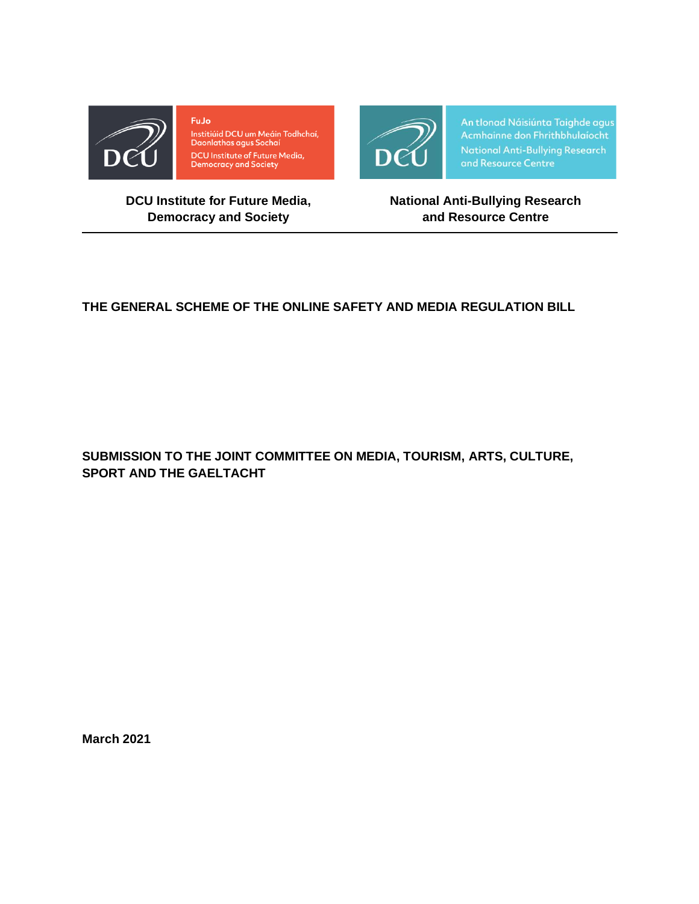FuJo

Institiúid DCU um Meáin Todhchaí, Daonlathas agus Sochaí

DCU Institute of Future Media, Democracy and Society

An tIonad Náisiúnta Taighde agus Acmhainne don Fhrithbhulaíocht

National Anti-Bullying Research and Resource Centre

**DCU Institute for Future Media, Democracy and Society**

**National Anti-Bullying Research and Resource Centre**

---

# THE GENERAL SCHEME OF THE ONLINE SAFETY AND MEDIA REGULATION BILL

## SUBMISSION TO THE JOINT COMMITTEE ON MEDIA, TOURISM, ARTS, CULTURE, SPORT AND THE GAELTACHT

**March 2021**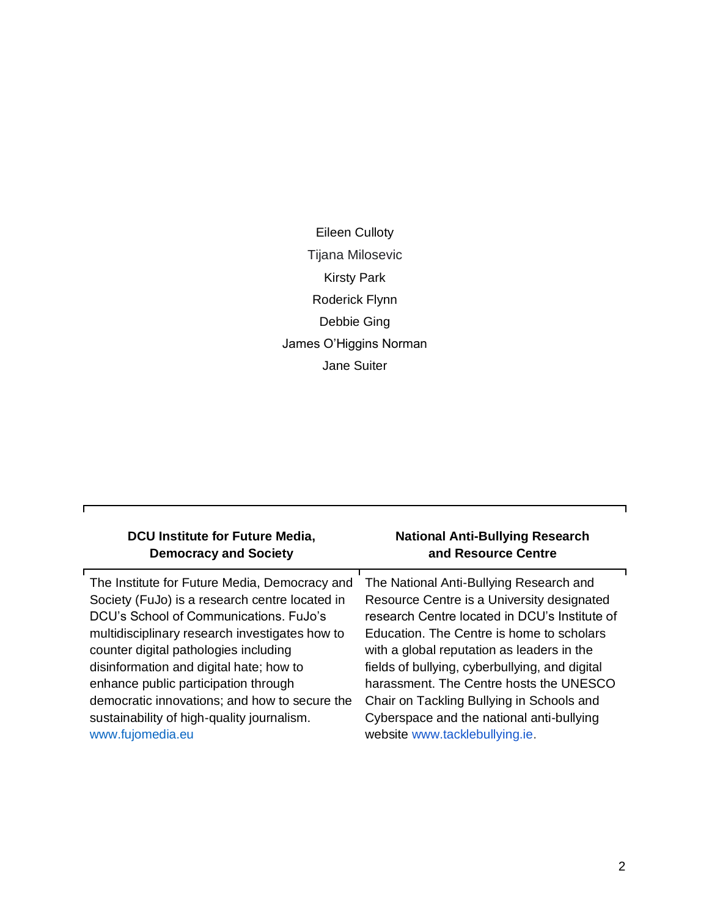Eileen Culloty

Tijana Milosevic

Kirsty Park

Roderick Flynn

Debbie Ging

James O'Higgins Norman

Jane Suiter

| DCU Institute for Future Media, Democracy and Society | National Anti-Bullying Research and Resource Centre |
| --- | --- |
| The Institute for Future Media, Democracy and Society (FuJo) is a research centre located in DCU's School of Communications. FuJo's multidisciplinary research investigates how to counter digital pathologies including disinformation and digital hate; how to enhance public participation through democratic innovations; and how to secure the sustainability of high-quality journalism. www.fujomedia.eu | The National Anti-Bullying Research and Resource Centre is a University designated research Centre located in DCU's Institute of Education. The Centre is home to scholars with a global reputation as leaders in the fields of bullying, cyberbullying, and digital harassment. The Centre hosts the UNESCO Chair on Tackling Bullying in Schools and Cyberspace and the national anti-bullying website www.tacklebullying.ie. |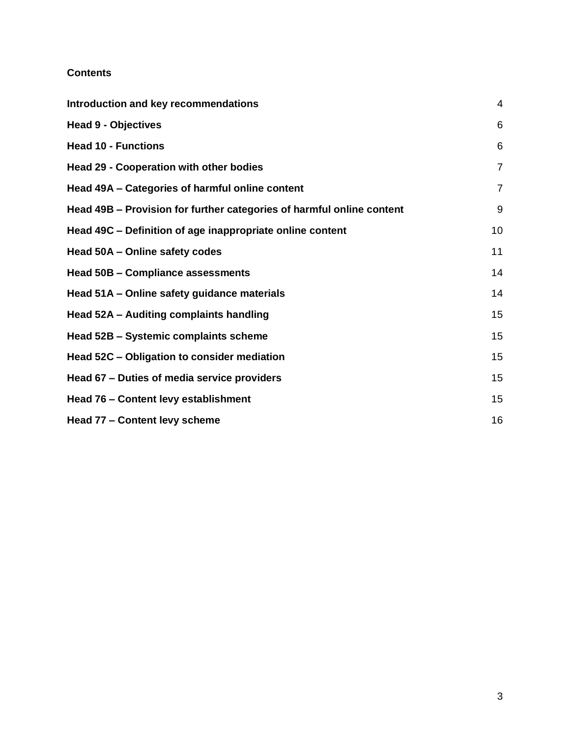**Contents**

| | |
|---|---|
| **Introduction and key recommendations** | 4 |
| **Head 9 - Objectives** | 6 |
| **Head 10 - Functions** | 6 |
| **Head 29 - Cooperation with other bodies** | 7 |
| **Head 49A – Categories of harmful online content** | 7 |
| **Head 49B – Provision for further categories of harmful online content** | 9 |
| **Head 49C – Definition of age inappropriate online content** | 10 |
| **Head 50A – Online safety codes** | 11 |
| **Head 50B – Compliance assessments** | 14 |
| **Head 51A – Online safety guidance materials** | 14 |
| **Head 52A – Auditing complaints handling** | 15 |
| **Head 52B – Systemic complaints scheme** | 15 |
| **Head 52C – Obligation to consider mediation** | 15 |
| **Head 67 – Duties of media service providers** | 15 |
| **Head 76 – Content levy establishment** | 15 |
| **Head 77 – Content levy scheme** | 16 |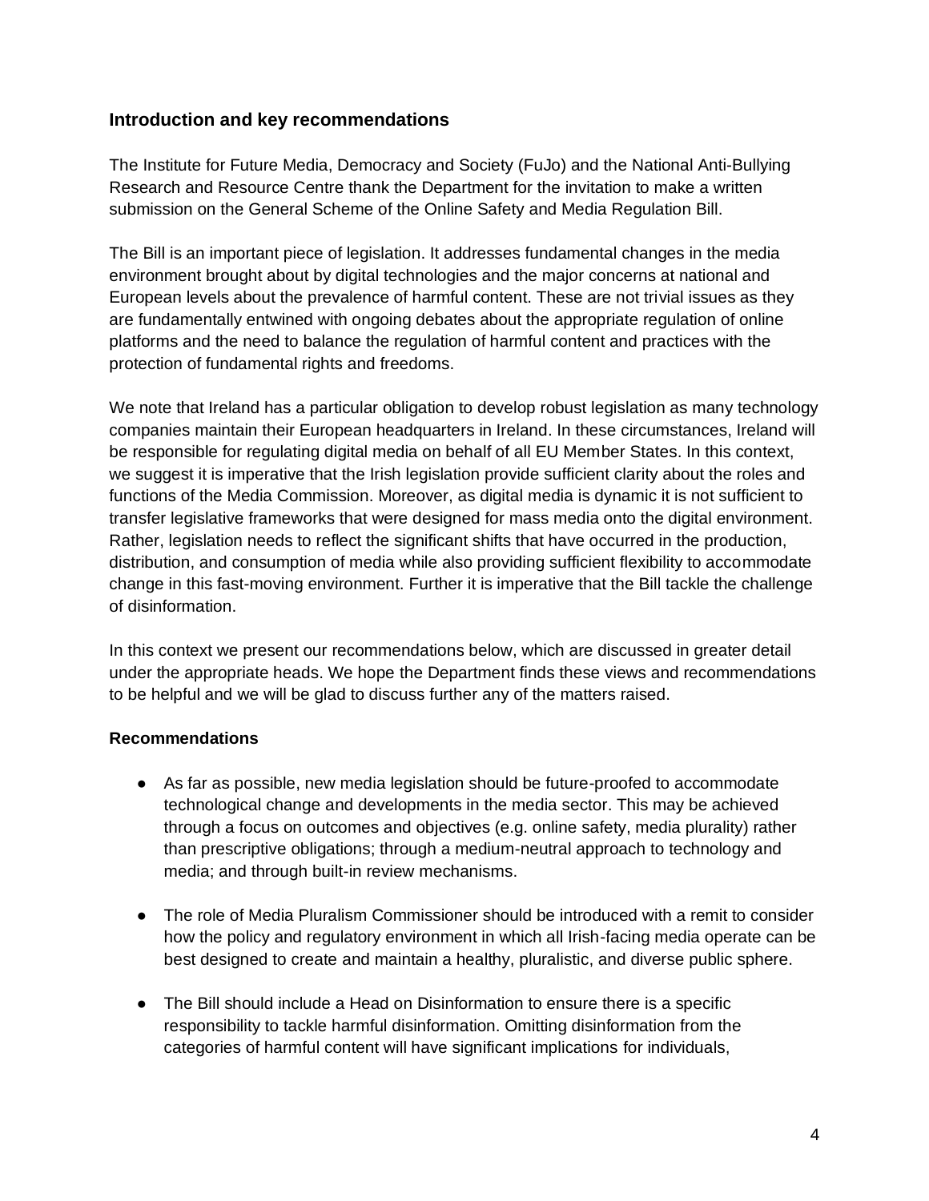## Introduction and key recommendations

The Institute for Future Media, Democracy and Society (FuJo) and the National Anti-Bullying Research and Resource Centre thank the Department for the invitation to make a written submission on the General Scheme of the Online Safety and Media Regulation Bill.

The Bill is an important piece of legislation. It addresses fundamental changes in the media environment brought about by digital technologies and the major concerns at national and European levels about the prevalence of harmful content. These are not trivial issues as they are fundamentally entwined with ongoing debates about the appropriate regulation of online platforms and the need to balance the regulation of harmful content and practices with the protection of fundamental rights and freedoms.

We note that Ireland has a particular obligation to develop robust legislation as many technology companies maintain their European headquarters in Ireland. In these circumstances, Ireland will be responsible for regulating digital media on behalf of all EU Member States. In this context, we suggest it is imperative that the Irish legislation provide sufficient clarity about the roles and functions of the Media Commission. Moreover, as digital media is dynamic it is not sufficient to transfer legislative frameworks that were designed for mass media onto the digital environment. Rather, legislation needs to reflect the significant shifts that have occurred in the production, distribution, and consumption of media while also providing sufficient flexibility to accommodate change in this fast-moving environment. Further it is imperative that the Bill tackle the challenge of disinformation.

In this context we present our recommendations below, which are discussed in greater detail under the appropriate heads. We hope the Department finds these views and recommendations to be helpful and we will be glad to discuss further any of the matters raised.

### Recommendations

- As far as possible, new media legislation should be future-proofed to accommodate technological change and developments in the media sector. This may be achieved through a focus on outcomes and objectives (e.g. online safety, media plurality) rather than prescriptive obligations; through a medium-neutral approach to technology and media; and through built-in review mechanisms.

- The role of Media Pluralism Commissioner should be introduced with a remit to consider how the policy and regulatory environment in which all Irish-facing media operate can be best designed to create and maintain a healthy, pluralistic, and diverse public sphere.

- The Bill should include a Head on Disinformation to ensure there is a specific responsibility to tackle harmful disinformation. Omitting disinformation from the categories of harmful content will have significant implications for individuals,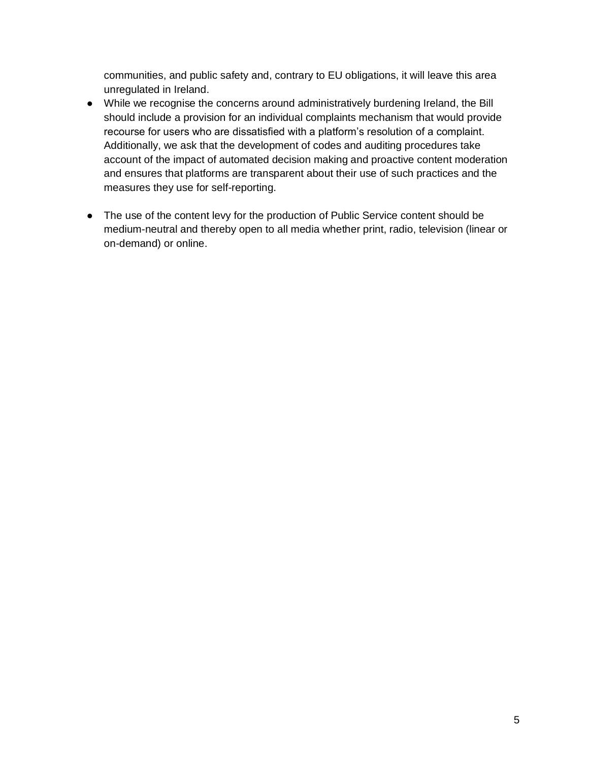communities, and public safety and, contrary to EU obligations, it will leave this area unregulated in Ireland.

- While we recognise the concerns around administratively burdening Ireland, the Bill should include a provision for an individual complaints mechanism that would provide recourse for users who are dissatisfied with a platform's resolution of a complaint. Additionally, we ask that the development of codes and auditing procedures take account of the impact of automated decision making and proactive content moderation and ensures that platforms are transparent about their use of such practices and the measures they use for self-reporting.

- The use of the content levy for the production of Public Service content should be medium-neutral and thereby open to all media whether print, radio, television (linear or on-demand) or online.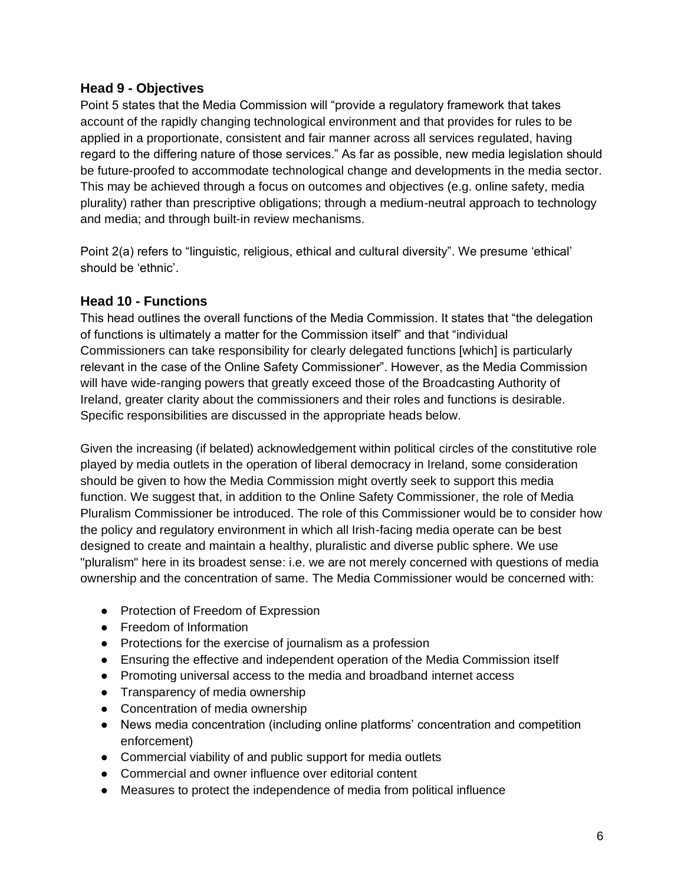## Head 9 - Objectives

Point 5 states that the Media Commission will "provide a regulatory framework that takes account of the rapidly changing technological environment and that provides for rules to be applied in a proportionate, consistent and fair manner across all services regulated, having regard to the differing nature of those services." As far as possible, new media legislation should be future-proofed to accommodate technological change and developments in the media sector. This may be achieved through a focus on outcomes and objectives (e.g. online safety, media plurality) rather than prescriptive obligations; through a medium-neutral approach to technology and media; and through built-in review mechanisms.

Point 2(a) refers to "linguistic, religious, ethical and cultural diversity". We presume 'ethical' should be 'ethnic'.

## Head 10 - Functions

This head outlines the overall functions of the Media Commission. It states that "the delegation of functions is ultimately a matter for the Commission itself" and that "individual Commissioners can take responsibility for clearly delegated functions [which] is particularly relevant in the case of the Online Safety Commissioner". However, as the Media Commission will have wide-ranging powers that greatly exceed those of the Broadcasting Authority of Ireland, greater clarity about the commissioners and their roles and functions is desirable. Specific responsibilities are discussed in the appropriate heads below.

Given the increasing (if belated) acknowledgement within political circles of the constitutive role played by media outlets in the operation of liberal democracy in Ireland, some consideration should be given to how the Media Commission might overtly seek to support this media function. We suggest that, in addition to the Online Safety Commissioner, the role of Media Pluralism Commissioner be introduced. The role of this Commissioner would be to consider how the policy and regulatory environment in which all Irish-facing media operate can be best designed to create and maintain a healthy, pluralistic and diverse public sphere. We use "pluralism" here in its broadest sense: i.e. we are not merely concerned with questions of media ownership and the concentration of same. The Media Commissioner would be concerned with:

- Protection of Freedom of Expression
- Freedom of Information
- Protections for the exercise of journalism as a profession
- Ensuring the effective and independent operation of the Media Commission itself
- Promoting universal access to the media and broadband internet access
- Transparency of media ownership
- Concentration of media ownership
- News media concentration (including online platforms' concentration and competition enforcement)
- Commercial viability of and public support for media outlets
- Commercial and owner influence over editorial content
- Measures to protect the independence of media from political influence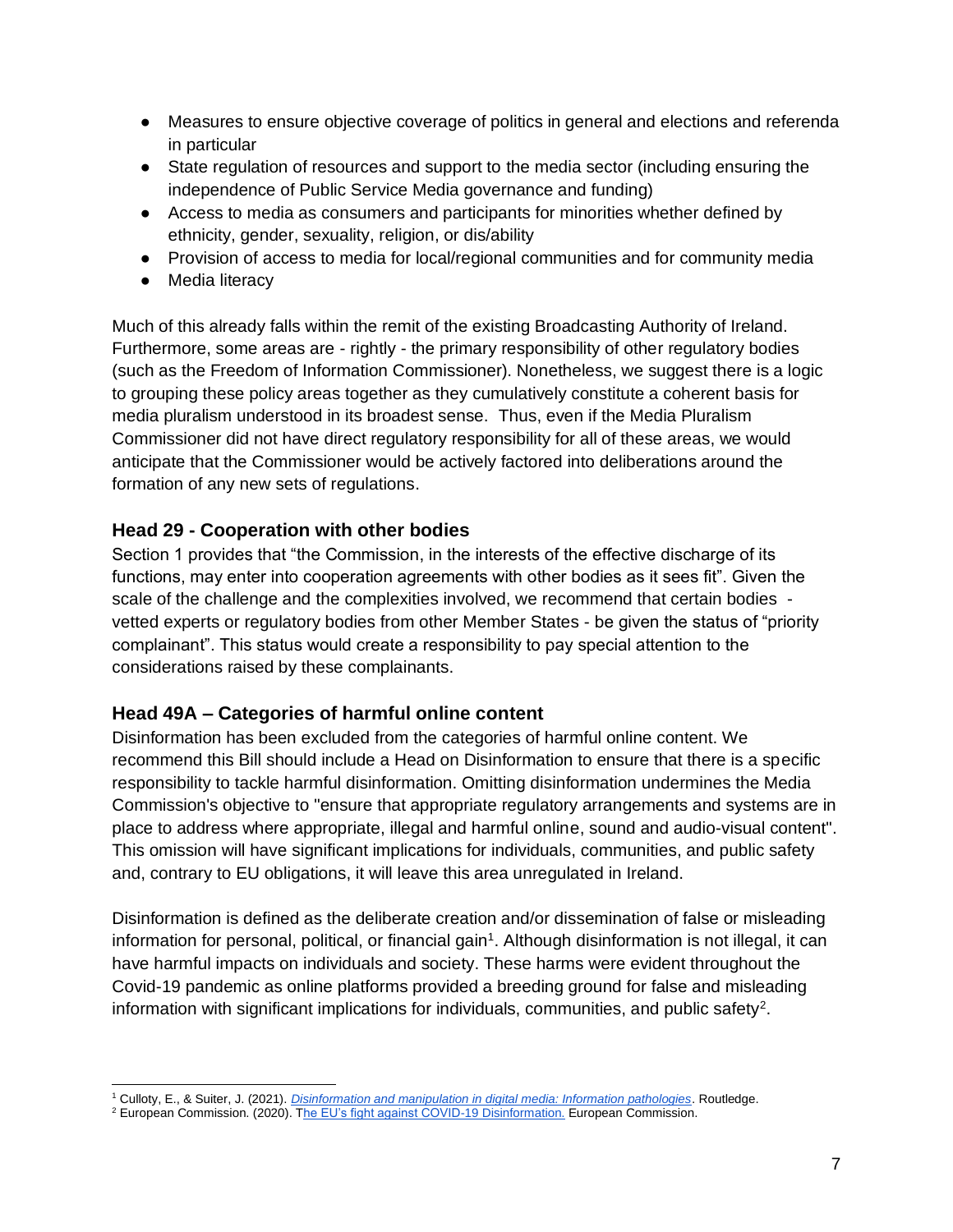- Measures to ensure objective coverage of politics in general and elections and referenda in particular
- State regulation of resources and support to the media sector (including ensuring the independence of Public Service Media governance and funding)
- Access to media as consumers and participants for minorities whether defined by ethnicity, gender, sexuality, religion, or dis/ability
- Provision of access to media for local/regional communities and for community media
- Media literacy

Much of this already falls within the remit of the existing Broadcasting Authority of Ireland. Furthermore, some areas are - rightly - the primary responsibility of other regulatory bodies (such as the Freedom of Information Commissioner). Nonetheless, we suggest there is a logic to grouping these policy areas together as they cumulatively constitute a coherent basis for media pluralism understood in its broadest sense. Thus, even if the Media Pluralism Commissioner did not have direct regulatory responsibility for all of these areas, we would anticipate that the Commissioner would be actively factored into deliberations around the formation of any new sets of regulations.

## Head 29 - Cooperation with other bodies

Section 1 provides that "the Commission, in the interests of the effective discharge of its functions, may enter into cooperation agreements with other bodies as it sees fit". Given the scale of the challenge and the complexities involved, we recommend that certain bodies - vetted experts or regulatory bodies from other Member States - be given the status of "priority complainant". This status would create a responsibility to pay special attention to the considerations raised by these complainants.

## Head 49A – Categories of harmful online content

Disinformation has been excluded from the categories of harmful online content. We recommend this Bill should include a Head on Disinformation to ensure that there is a specific responsibility to tackle harmful disinformation. Omitting disinformation undermines the Media Commission's objective to "ensure that appropriate regulatory arrangements and systems are in place to address where appropriate, illegal and harmful online, sound and audio-visual content". This omission will have significant implications for individuals, communities, and public safety and, contrary to EU obligations, it will leave this area unregulated in Ireland.

Disinformation is defined as the deliberate creation and/or dissemination of false or misleading information for personal, political, or financial gain[1]. Although disinformation is not illegal, it can have harmful impacts on individuals and society. These harms were evident throughout the Covid-19 pandemic as online platforms provided a breeding ground for false and misleading information with significant implications for individuals, communities, and public safety[2].

---

[1] Culloty, E., & Suiter, J. (2021). *Disinformation and manipulation in digital media: Information pathologies*. Routledge.

[2] European Commission. (2020). The EU's fight against COVID-19 Disinformation. European Commission.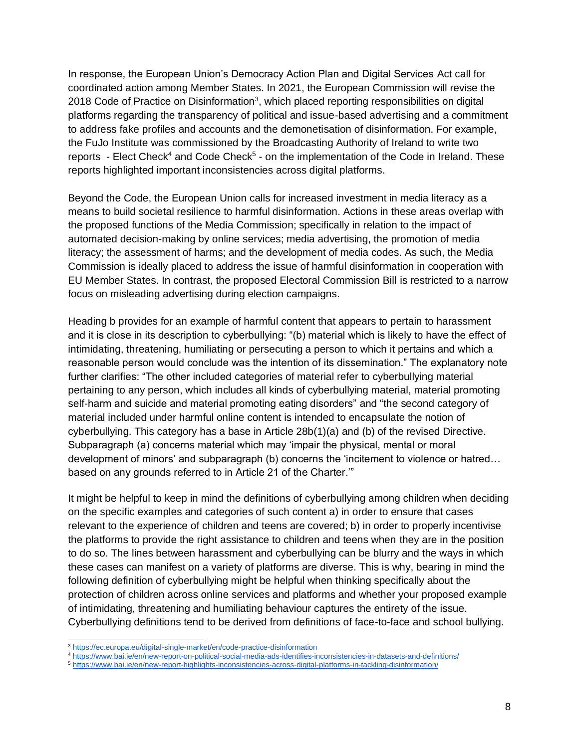In response, the European Union's Democracy Action Plan and Digital Services Act call for coordinated action among Member States. In 2021, the European Commission will revise the 2018 Code of Practice on Disinformation[3], which placed reporting responsibilities on digital platforms regarding the transparency of political and issue-based advertising and a commitment to address fake profiles and accounts and the demonetisation of disinformation. For example, the FuJo Institute was commissioned by the Broadcasting Authority of Ireland to write two reports - Elect Check[4] and Code Check[5] - on the implementation of the Code in Ireland. These reports highlighted important inconsistencies across digital platforms.

Beyond the Code, the European Union calls for increased investment in media literacy as a means to build societal resilience to harmful disinformation. Actions in these areas overlap with the proposed functions of the Media Commission; specifically in relation to the impact of automated decision-making by online services; media advertising, the promotion of media literacy; the assessment of harms; and the development of media codes. As such, the Media Commission is ideally placed to address the issue of harmful disinformation in cooperation with EU Member States. In contrast, the proposed Electoral Commission Bill is restricted to a narrow focus on misleading advertising during election campaigns.

Heading b provides for an example of harmful content that appears to pertain to harassment and it is close in its description to cyberbullying: "(b) material which is likely to have the effect of intimidating, threatening, humiliating or persecuting a person to which it pertains and which a reasonable person would conclude was the intention of its dissemination." The explanatory note further clarifies: "The other included categories of material refer to cyberbullying material pertaining to any person, which includes all kinds of cyberbullying material, material promoting self-harm and suicide and material promoting eating disorders" and "the second category of material included under harmful online content is intended to encapsulate the notion of cyberbullying. This category has a base in Article 28b(1)(a) and (b) of the revised Directive. Subparagraph (a) concerns material which may 'impair the physical, mental or moral development of minors' and subparagraph (b) concerns the 'incitement to violence or hatred… based on any grounds referred to in Article 21 of the Charter.'"

It might be helpful to keep in mind the definitions of cyberbullying among children when deciding on the specific examples and categories of such content a) in order to ensure that cases relevant to the experience of children and teens are covered; b) in order to properly incentivise the platforms to provide the right assistance to children and teens when they are in the position to do so. The lines between harassment and cyberbullying can be blurry and the ways in which these cases can manifest on a variety of platforms are diverse. This is why, bearing in mind the following definition of cyberbullying might be helpful when thinking specifically about the protection of children across online services and platforms and whether your proposed example of intimidating, threatening and humiliating behaviour captures the entirety of the issue. Cyberbullying definitions tend to be derived from definitions of face-to-face and school bullying.

---

[3] https://ec.europa.eu/digital-single-market/en/code-practice-disinformation

[4] https://www.bai.ie/en/new-report-on-political-social-media-ads-identifies-inconsistencies-in-datasets-and-definitions/

[5] https://www.bai.ie/en/new-report-highlights-inconsistencies-across-digital-platforms-in-tackling-disinformation/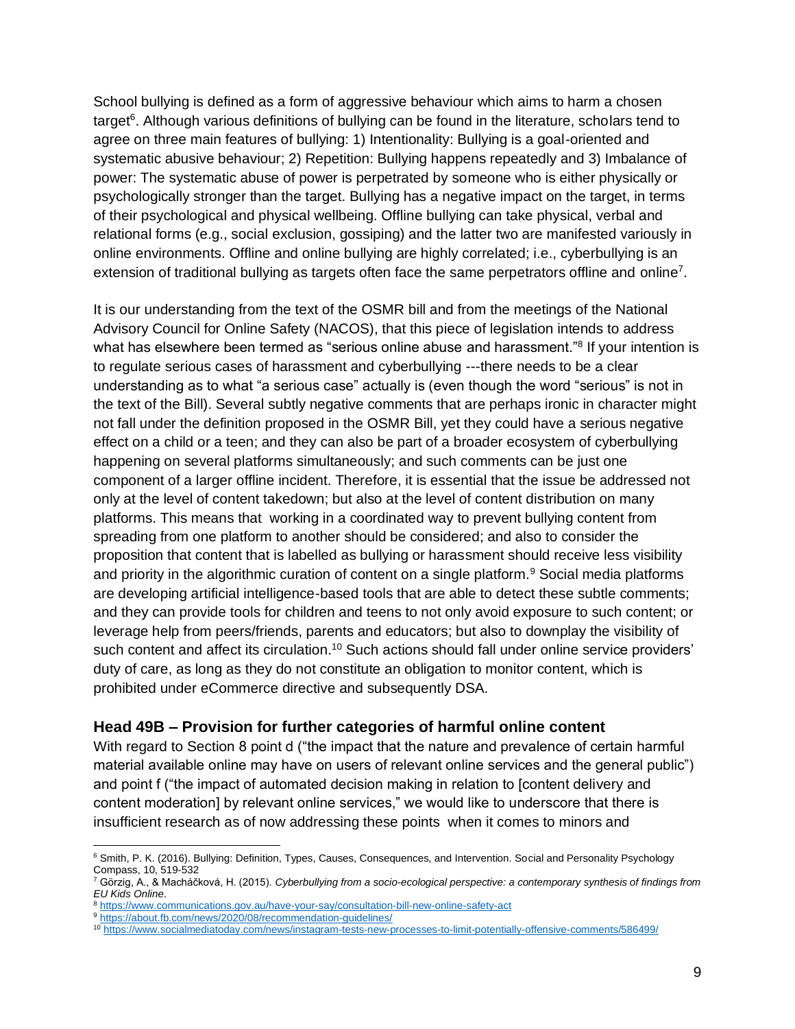School bullying is defined as a form of aggressive behaviour which aims to harm a chosen target[6]. Although various definitions of bullying can be found in the literature, scholars tend to agree on three main features of bullying: 1) Intentionality: Bullying is a goal-oriented and systematic abusive behaviour; 2) Repetition: Bullying happens repeatedly and 3) Imbalance of power: The systematic abuse of power is perpetrated by someone who is either physically or psychologically stronger than the target. Bullying has a negative impact on the target, in terms of their psychological and physical wellbeing. Offline bullying can take physical, verbal and relational forms (e.g., social exclusion, gossiping) and the latter two are manifested variously in online environments. Offline and online bullying are highly correlated; i.e., cyberbullying is an extension of traditional bullying as targets often face the same perpetrators offline and online[7].

It is our understanding from the text of the OSMR bill and from the meetings of the National Advisory Council for Online Safety (NACOS), that this piece of legislation intends to address what has elsewhere been termed as "serious online abuse and harassment."[8] If your intention is to regulate serious cases of harassment and cyberbullying ---there needs to be a clear understanding as to what "a serious case" actually is (even though the word "serious" is not in the text of the Bill). Several subtly negative comments that are perhaps ironic in character might not fall under the definition proposed in the OSMR Bill, yet they could have a serious negative effect on a child or a teen; and they can also be part of a broader ecosystem of cyberbullying happening on several platforms simultaneously; and such comments can be just one component of a larger offline incident. Therefore, it is essential that the issue be addressed not only at the level of content takedown; but also at the level of content distribution on many platforms. This means that working in a coordinated way to prevent bullying content from spreading from one platform to another should be considered; and also to consider the proposition that content that is labelled as bullying or harassment should receive less visibility and priority in the algorithmic curation of content on a single platform.[9] Social media platforms are developing artificial intelligence-based tools that are able to detect these subtle comments; and they can provide tools for children and teens to not only avoid exposure to such content; or leverage help from peers/friends, parents and educators; but also to downplay the visibility of such content and affect its circulation.[10] Such actions should fall under online service providers' duty of care, as long as they do not constitute an obligation to monitor content, which is prohibited under eCommerce directive and subsequently DSA.

### Head 49B – Provision for further categories of harmful online content

With regard to Section 8 point d ("the impact that the nature and prevalence of certain harmful material available online may have on users of relevant online services and the general public") and point f ("the impact of automated decision making in relation to [content delivery and content moderation] by relevant online services," we would like to underscore that there is insufficient research as of now addressing these points when it comes to minors and

---

[6] Smith, P. K. (2016). Bullying: Definition, Types, Causes, Consequences, and Intervention. Social and Personality Psychology Compass, 10, 519-532

[7] Görzig, A., & Macháčková, H. (2015). *Cyberbullying from a socio-ecological perspective: a contemporary synthesis of findings from EU Kids Online*.

[8] https://www.communications.gov.au/have-your-say/consultation-bill-new-online-safety-act

[9] https://about.fb.com/news/2020/08/recommendation-guidelines/

[10] https://www.socialmediatoday.com/news/instagram-tests-new-processes-to-limit-potentially-offensive-comments/586499/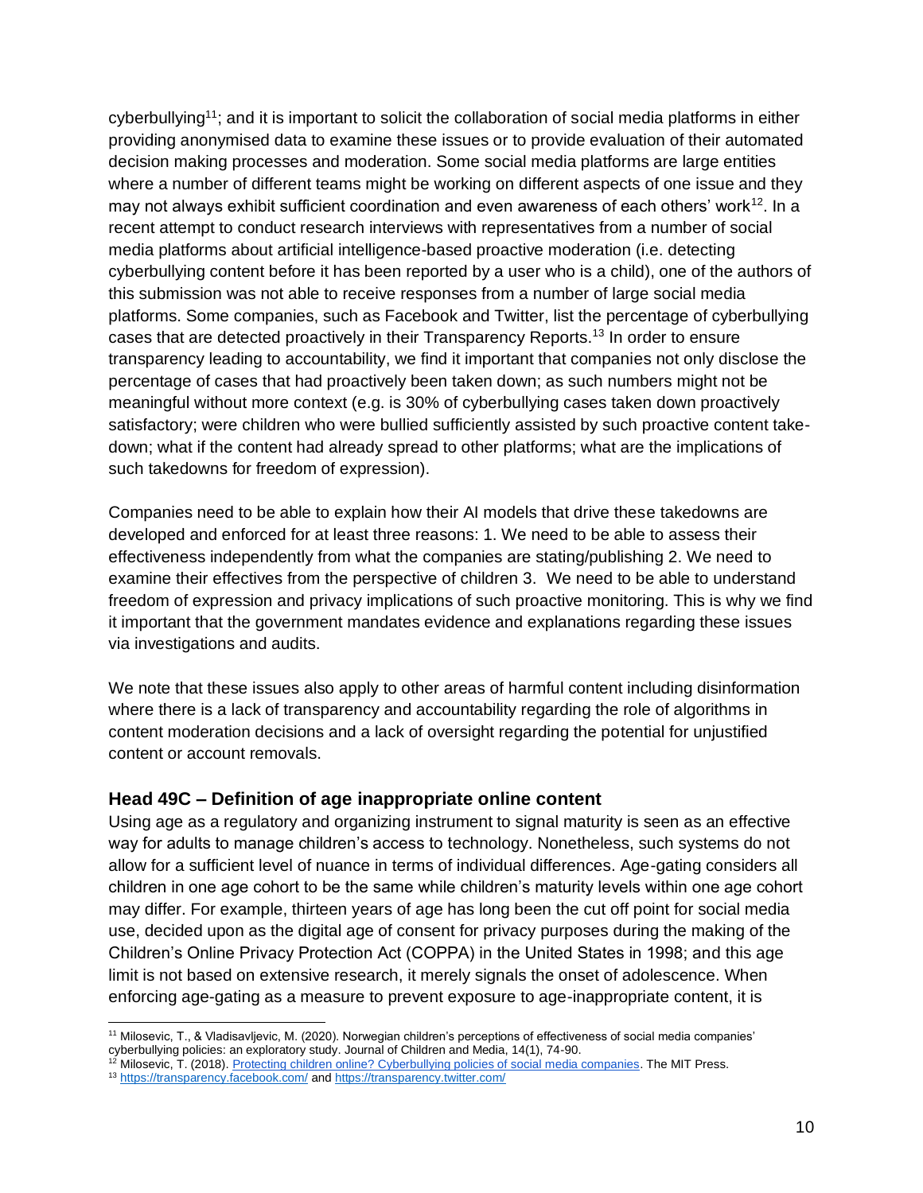cyberbullying[11]; and it is important to solicit the collaboration of social media platforms in either providing anonymised data to examine these issues or to provide evaluation of their automated decision making processes and moderation. Some social media platforms are large entities where a number of different teams might be working on different aspects of one issue and they may not always exhibit sufficient coordination and even awareness of each others' work[12]. In a recent attempt to conduct research interviews with representatives from a number of social media platforms about artificial intelligence-based proactive moderation (i.e. detecting cyberbullying content before it has been reported by a user who is a child), one of the authors of this submission was not able to receive responses from a number of large social media platforms. Some companies, such as Facebook and Twitter, list the percentage of cyberbullying cases that are detected proactively in their Transparency Reports.[13] In order to ensure transparency leading to accountability, we find it important that companies not only disclose the percentage of cases that had proactively been taken down; as such numbers might not be meaningful without more context (e.g. is 30% of cyberbullying cases taken down proactively satisfactory; were children who were bullied sufficiently assisted by such proactive content take-down; what if the content had already spread to other platforms; what are the implications of such takedowns for freedom of expression).

Companies need to be able to explain how their AI models that drive these takedowns are developed and enforced for at least three reasons: 1. We need to be able to assess their effectiveness independently from what the companies are stating/publishing 2. We need to examine their effectives from the perspective of children 3. We need to be able to understand freedom of expression and privacy implications of such proactive monitoring. This is why we find it important that the government mandates evidence and explanations regarding these issues via investigations and audits.

We note that these issues also apply to other areas of harmful content including disinformation where there is a lack of transparency and accountability regarding the role of algorithms in content moderation decisions and a lack of oversight regarding the potential for unjustified content or account removals.

## Head 49C – Definition of age inappropriate online content

Using age as a regulatory and organizing instrument to signal maturity is seen as an effective way for adults to manage children's access to technology. Nonetheless, such systems do not allow for a sufficient level of nuance in terms of individual differences. Age-gating considers all children in one age cohort to be the same while children's maturity levels within one age cohort may differ. For example, thirteen years of age has long been the cut off point for social media use, decided upon as the digital age of consent for privacy purposes during the making of the Children's Online Privacy Protection Act (COPPA) in the United States in 1998; and this age limit is not based on extensive research, it merely signals the onset of adolescence. When enforcing age-gating as a measure to prevent exposure to age-inappropriate content, it is

---

[11] Milosevic, T., & Vladisavljevic, M. (2020). Norwegian children's perceptions of effectiveness of social media companies' cyberbullying policies: an exploratory study. Journal of Children and Media, 14(1), 74-90.

[12] Milosevic, T. (2018). [Protecting children online? Cyberbullying policies of social media companies](). The MIT Press.

[13] https://transparency.facebook.com/ and https://transparency.twitter.com/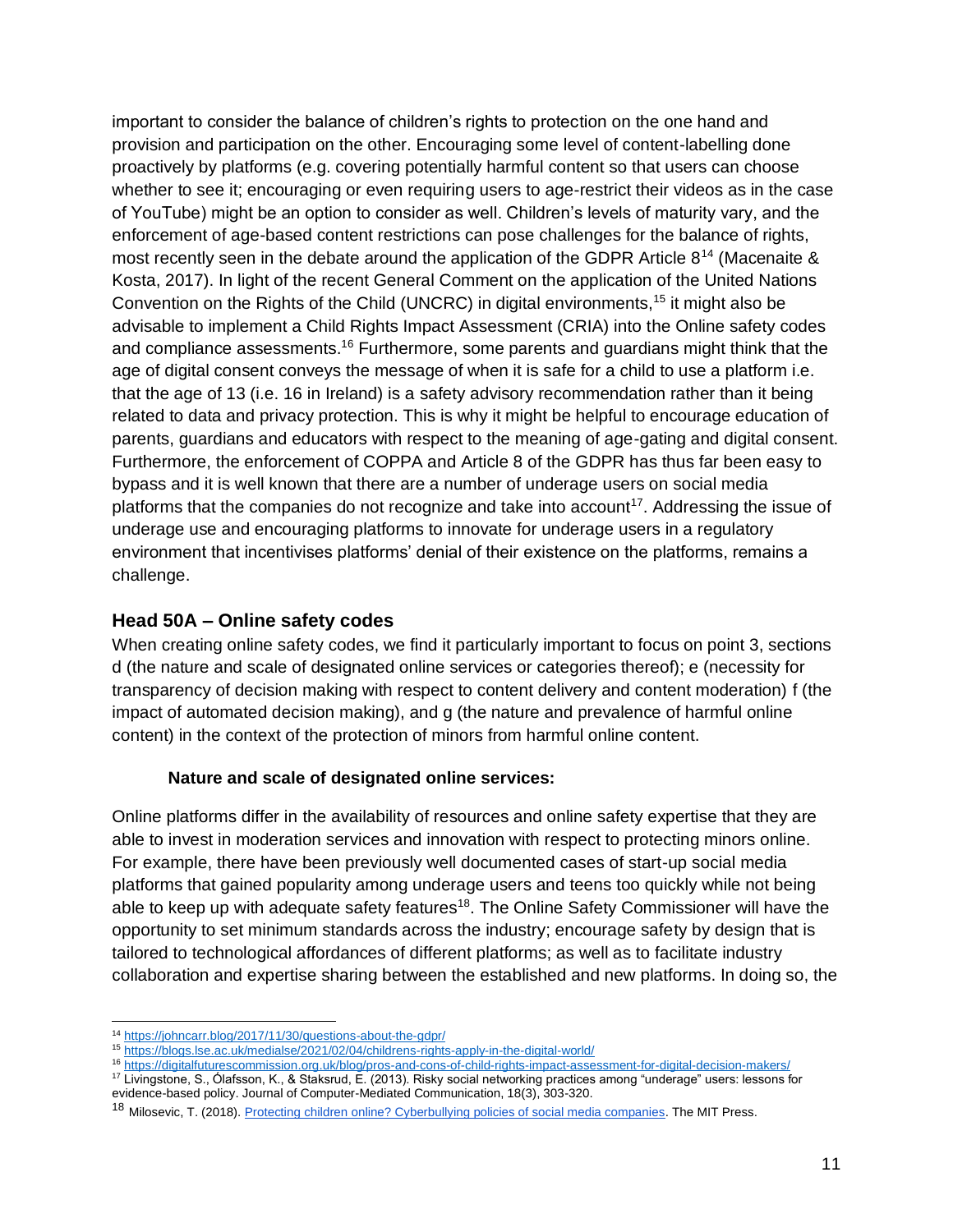important to consider the balance of children's rights to protection on the one hand and provision and participation on the other. Encouraging some level of content-labelling done proactively by platforms (e.g. covering potentially harmful content so that users can choose whether to see it; encouraging or even requiring users to age-restrict their videos as in the case of YouTube) might be an option to consider as well. Children's levels of maturity vary, and the enforcement of age-based content restrictions can pose challenges for the balance of rights, most recently seen in the debate around the application of the GDPR Article 8[14] (Macenaite & Kosta, 2017). In light of the recent General Comment on the application of the United Nations Convention on the Rights of the Child (UNCRC) in digital environments,[15] it might also be advisable to implement a Child Rights Impact Assessment (CRIA) into the Online safety codes and compliance assessments.[16] Furthermore, some parents and guardians might think that the age of digital consent conveys the message of when it is safe for a child to use a platform i.e. that the age of 13 (i.e. 16 in Ireland) is a safety advisory recommendation rather than it being related to data and privacy protection. This is why it might be helpful to encourage education of parents, guardians and educators with respect to the meaning of age-gating and digital consent. Furthermore, the enforcement of COPPA and Article 8 of the GDPR has thus far been easy to bypass and it is well known that there are a number of underage users on social media platforms that the companies do not recognize and take into account[17]. Addressing the issue of underage use and encouraging platforms to innovate for underage users in a regulatory environment that incentivises platforms' denial of their existence on the platforms, remains a challenge.

## Head 50A – Online safety codes

When creating online safety codes, we find it particularly important to focus on point 3, sections d (the nature and scale of designated online services or categories thereof); e (necessity for transparency of decision making with respect to content delivery and content moderation) f (the impact of automated decision making), and g (the nature and prevalence of harmful online content) in the context of the protection of minors from harmful online content.

**Nature and scale of designated online services:**

Online platforms differ in the availability of resources and online safety expertise that they are able to invest in moderation services and innovation with respect to protecting minors online. For example, there have been previously well documented cases of start-up social media platforms that gained popularity among underage users and teens too quickly while not being able to keep up with adequate safety features[18]. The Online Safety Commissioner will have the opportunity to set minimum standards across the industry; encourage safety by design that is tailored to technological affordances of different platforms; as well as to facilitate industry collaboration and expertise sharing between the established and new platforms. In doing so, the

---

[14] https://johncarr.blog/2017/11/30/questions-about-the-gdpr/

[15] https://blogs.lse.ac.uk/medialse/2021/02/04/childrens-rights-apply-in-the-digital-world/

[16] https://digitalfuturescommission.org.uk/blog/pros-and-cons-of-child-rights-impact-assessment-for-digital-decision-makers/

[17] Livingstone, S., Ólafsson, K., & Staksrud, E. (2013). Risky social networking practices among "underage" users: lessons for evidence-based policy. Journal of Computer-Mediated Communication, 18(3), 303-320.

[18] Milosevic, T. (2018). Protecting children online? Cyberbullying policies of social media companies. The MIT Press.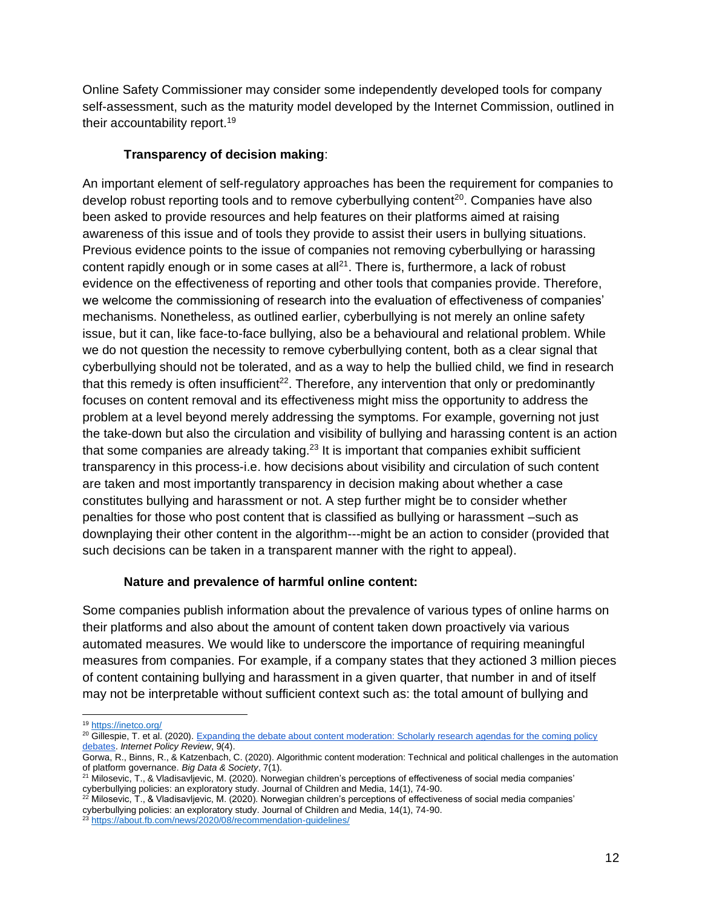Online Safety Commissioner may consider some independently developed tools for company self-assessment, such as the maturity model developed by the Internet Commission, outlined in their accountability report.[19]

**Transparency of decision making**:

An important element of self-regulatory approaches has been the requirement for companies to develop robust reporting tools and to remove cyberbullying content[20]. Companies have also been asked to provide resources and help features on their platforms aimed at raising awareness of this issue and of tools they provide to assist their users in bullying situations. Previous evidence points to the issue of companies not removing cyberbullying or harassing content rapidly enough or in some cases at all[21]. There is, furthermore, a lack of robust evidence on the effectiveness of reporting and other tools that companies provide. Therefore, we welcome the commissioning of research into the evaluation of effectiveness of companies' mechanisms. Nonetheless, as outlined earlier, cyberbullying is not merely an online safety issue, but it can, like face-to-face bullying, also be a behavioural and relational problem. While we do not question the necessity to remove cyberbullying content, both as a clear signal that cyberbullying should not be tolerated, and as a way to help the bullied child, we find in research that this remedy is often insufficient[22]. Therefore, any intervention that only or predominantly focuses on content removal and its effectiveness might miss the opportunity to address the problem at a level beyond merely addressing the symptoms. For example, governing not just the take-down but also the circulation and visibility of bullying and harassing content is an action that some companies are already taking.[23] It is important that companies exhibit sufficient transparency in this process-i.e. how decisions about visibility and circulation of such content are taken and most importantly transparency in decision making about whether a case constitutes bullying and harassment or not. A step further might be to consider whether penalties for those who post content that is classified as bullying or harassment –such as downplaying their other content in the algorithm---might be an action to consider (provided that such decisions can be taken in a transparent manner with the right to appeal).

**Nature and prevalence of harmful online content:**

Some companies publish information about the prevalence of various types of online harms on their platforms and also about the amount of content taken down proactively via various automated measures. We would like to underscore the importance of requiring meaningful measures from companies. For example, if a company states that they actioned 3 million pieces of content containing bullying and harassment in a given quarter, that number in and of itself may not be interpretable without sufficient context such as: the total amount of bullying and

---

[19] https://inetco.org/

[20] Gillespie, T. et al. (2020). [Expanding the debate about content moderation: Scholarly research agendas for the coming policy debates](). *Internet Policy Review*, 9(4).

Gorwa, R., Binns, R., & Katzenbach, C. (2020). Algorithmic content moderation: Technical and political challenges in the automation of platform governance. *Big Data & Society*, 7(1).

[21] Milosevic, T., & Vladisavljevic, M. (2020). Norwegian children's perceptions of effectiveness of social media companies' cyberbullying policies: an exploratory study. Journal of Children and Media, 14(1), 74-90.

[22] Milosevic, T., & Vladisavljevic, M. (2020). Norwegian children's perceptions of effectiveness of social media companies' cyberbullying policies: an exploratory study. Journal of Children and Media, 14(1), 74-90.

[23] https://about.fb.com/news/2020/08/recommendation-guidelines/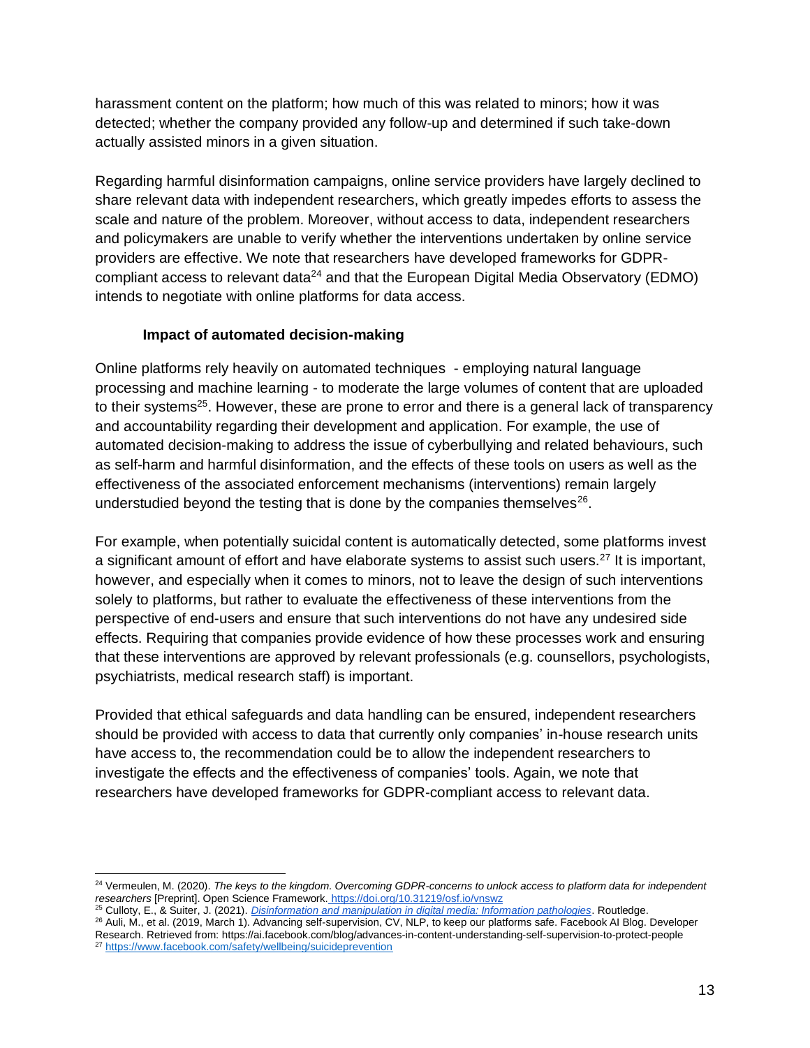harassment content on the platform; how much of this was related to minors; how it was detected; whether the company provided any follow-up and determined if such take-down actually assisted minors in a given situation.

Regarding harmful disinformation campaigns, online service providers have largely declined to share relevant data with independent researchers, which greatly impedes efforts to assess the scale and nature of the problem. Moreover, without access to data, independent researchers and policymakers are unable to verify whether the interventions undertaken by online service providers are effective. We note that researchers have developed frameworks for GDPR-compliant access to relevant data[24] and that the European Digital Media Observatory (EDMO) intends to negotiate with online platforms for data access.

### Impact of automated decision-making

Online platforms rely heavily on automated techniques - employing natural language processing and machine learning - to moderate the large volumes of content that are uploaded to their systems[25]. However, these are prone to error and there is a general lack of transparency and accountability regarding their development and application. For example, the use of automated decision-making to address the issue of cyberbullying and related behaviours, such as self-harm and harmful disinformation, and the effects of these tools on users as well as the effectiveness of the associated enforcement mechanisms (interventions) remain largely understudied beyond the testing that is done by the companies themselves[26].

For example, when potentially suicidal content is automatically detected, some platforms invest a significant amount of effort and have elaborate systems to assist such users.[27] It is important, however, and especially when it comes to minors, not to leave the design of such interventions solely to platforms, but rather to evaluate the effectiveness of these interventions from the perspective of end-users and ensure that such interventions do not have any undesired side effects. Requiring that companies provide evidence of how these processes work and ensuring that these interventions are approved by relevant professionals (e.g. counsellors, psychologists, psychiatrists, medical research staff) is important.

Provided that ethical safeguards and data handling can be ensured, independent researchers should be provided with access to data that currently only companies' in-house research units have access to, the recommendation could be to allow the independent researchers to investigate the effects and the effectiveness of companies' tools. Again, we note that researchers have developed frameworks for GDPR-compliant access to relevant data.

---

[24] Vermeulen, M. (2020). *The keys to the kingdom. Overcoming GDPR-concerns to unlock access to platform data for independent researchers* [Preprint]. Open Science Framework. https://doi.org/10.31219/osf.io/vnswz

[25] Culloty, E., & Suiter, J. (2021). *Disinformation and manipulation in digital media: Information pathologies*. Routledge.

[26] Auli, M., et al. (2019, March 1). Advancing self-supervision, CV, NLP, to keep our platforms safe. Facebook AI Blog. Developer Research. Retrieved from: https://ai.facebook.com/blog/advances-in-content-understanding-self-supervision-to-protect-people

[27] https://www.facebook.com/safety/wellbeing/suicideprevention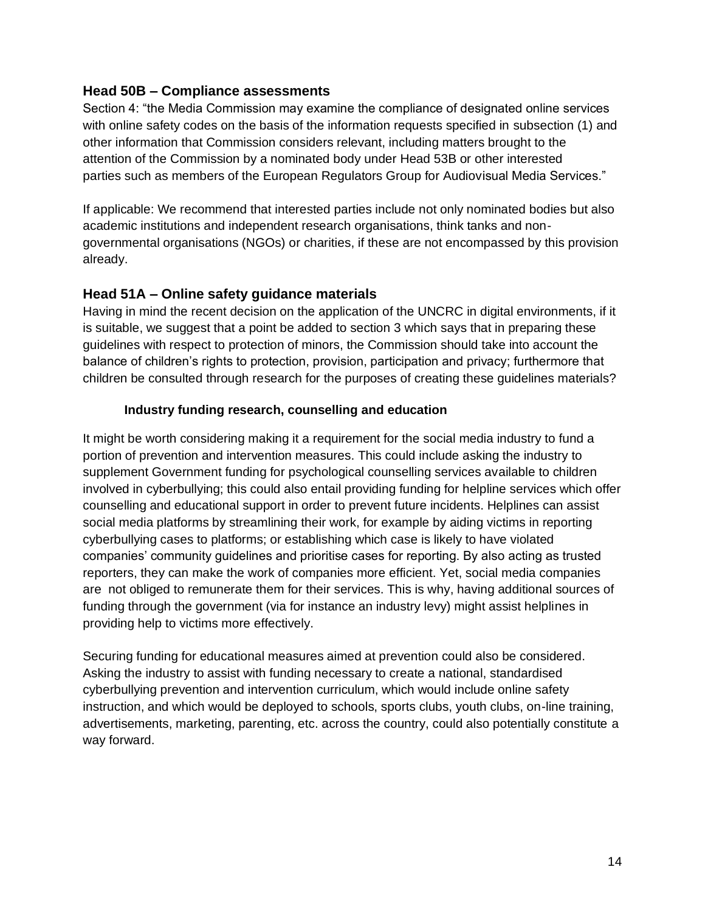## Head 50B – Compliance assessments

Section 4: “the Media Commission may examine the compliance of designated online services with online safety codes on the basis of the information requests specified in subsection (1) and other information that Commission considers relevant, including matters brought to the attention of the Commission by a nominated body under Head 53B or other interested parties such as members of the European Regulators Group for Audiovisual Media Services.”

If applicable: We recommend that interested parties include not only nominated bodies but also academic institutions and independent research organisations, think tanks and non-governmental organisations (NGOs) or charities, if these are not encompassed by this provision already.

## Head 51A – Online safety guidance materials

Having in mind the recent decision on the application of the UNCRC in digital environments, if it is suitable, we suggest that a point be added to section 3 which says that in preparing these guidelines with respect to protection of minors, the Commission should take into account the balance of children’s rights to protection, provision, participation and privacy; furthermore that children be consulted through research for the purposes of creating these guidelines materials?

### Industry funding research, counselling and education

It might be worth considering making it a requirement for the social media industry to fund a portion of prevention and intervention measures. This could include asking the industry to supplement Government funding for psychological counselling services available to children involved in cyberbullying; this could also entail providing funding for helpline services which offer counselling and educational support in order to prevent future incidents. Helplines can assist social media platforms by streamlining their work, for example by aiding victims in reporting cyberbullying cases to platforms; or establishing which case is likely to have violated companies’ community guidelines and prioritise cases for reporting. By also acting as trusted reporters, they can make the work of companies more efficient. Yet, social media companies are not obliged to remunerate them for their services. This is why, having additional sources of funding through the government (via for instance an industry levy) might assist helplines in providing help to victims more effectively.

Securing funding for educational measures aimed at prevention could also be considered. Asking the industry to assist with funding necessary to create a national, standardised cyberbullying prevention and intervention curriculum, which would include online safety instruction, and which would be deployed to schools, sports clubs, youth clubs, on-line training, advertisements, marketing, parenting, etc. across the country, could also potentially constitute a way forward.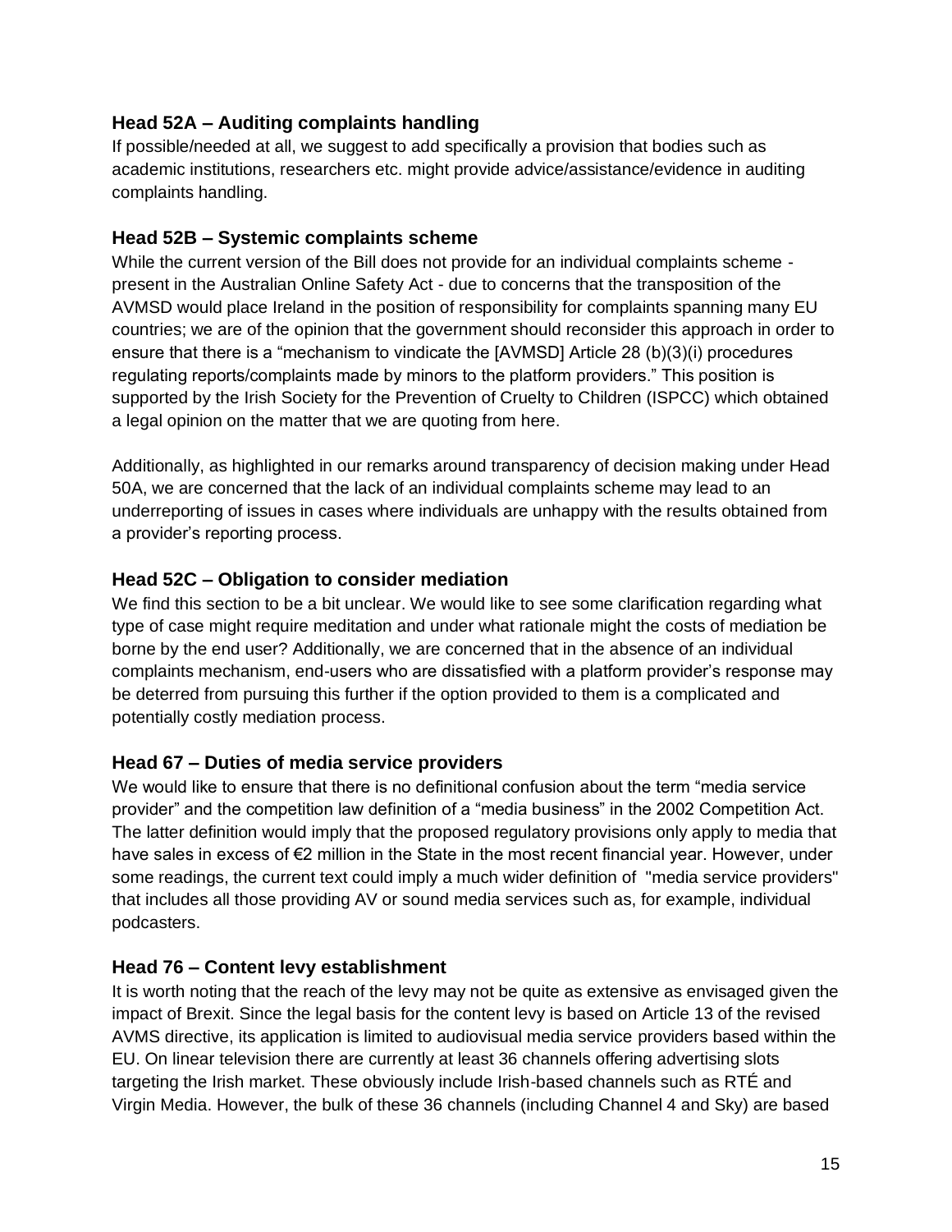### Head 52A – Auditing complaints handling

If possible/needed at all, we suggest to add specifically a provision that bodies such as academic institutions, researchers etc. might provide advice/assistance/evidence in auditing complaints handling.

### Head 52B – Systemic complaints scheme

While the current version of the Bill does not provide for an individual complaints scheme - present in the Australian Online Safety Act - due to concerns that the transposition of the AVMSD would place Ireland in the position of responsibility for complaints spanning many EU countries; we are of the opinion that the government should reconsider this approach in order to ensure that there is a "mechanism to vindicate the [AVMSD] Article 28 (b)(3)(i) procedures regulating reports/complaints made by minors to the platform providers." This position is supported by the Irish Society for the Prevention of Cruelty to Children (ISPCC) which obtained a legal opinion on the matter that we are quoting from here.

Additionally, as highlighted in our remarks around transparency of decision making under Head 50A, we are concerned that the lack of an individual complaints scheme may lead to an underreporting of issues in cases where individuals are unhappy with the results obtained from a provider's reporting process.

### Head 52C – Obligation to consider mediation

We find this section to be a bit unclear. We would like to see some clarification regarding what type of case might require meditation and under what rationale might the costs of mediation be borne by the end user? Additionally, we are concerned that in the absence of an individual complaints mechanism, end-users who are dissatisfied with a platform provider's response may be deterred from pursuing this further if the option provided to them is a complicated and potentially costly mediation process.

### Head 67 – Duties of media service providers

We would like to ensure that there is no definitional confusion about the term "media service provider" and the competition law definition of a "media business" in the 2002 Competition Act. The latter definition would imply that the proposed regulatory provisions only apply to media that have sales in excess of €2 million in the State in the most recent financial year. However, under some readings, the current text could imply a much wider definition of "media service providers" that includes all those providing AV or sound media services such as, for example, individual podcasters.

### Head 76 – Content levy establishment

It is worth noting that the reach of the levy may not be quite as extensive as envisaged given the impact of Brexit. Since the legal basis for the content levy is based on Article 13 of the revised AVMS directive, its application is limited to audiovisual media service providers based within the EU. On linear television there are currently at least 36 channels offering advertising slots targeting the Irish market. These obviously include Irish-based channels such as RTÉ and Virgin Media. However, the bulk of these 36 channels (including Channel 4 and Sky) are based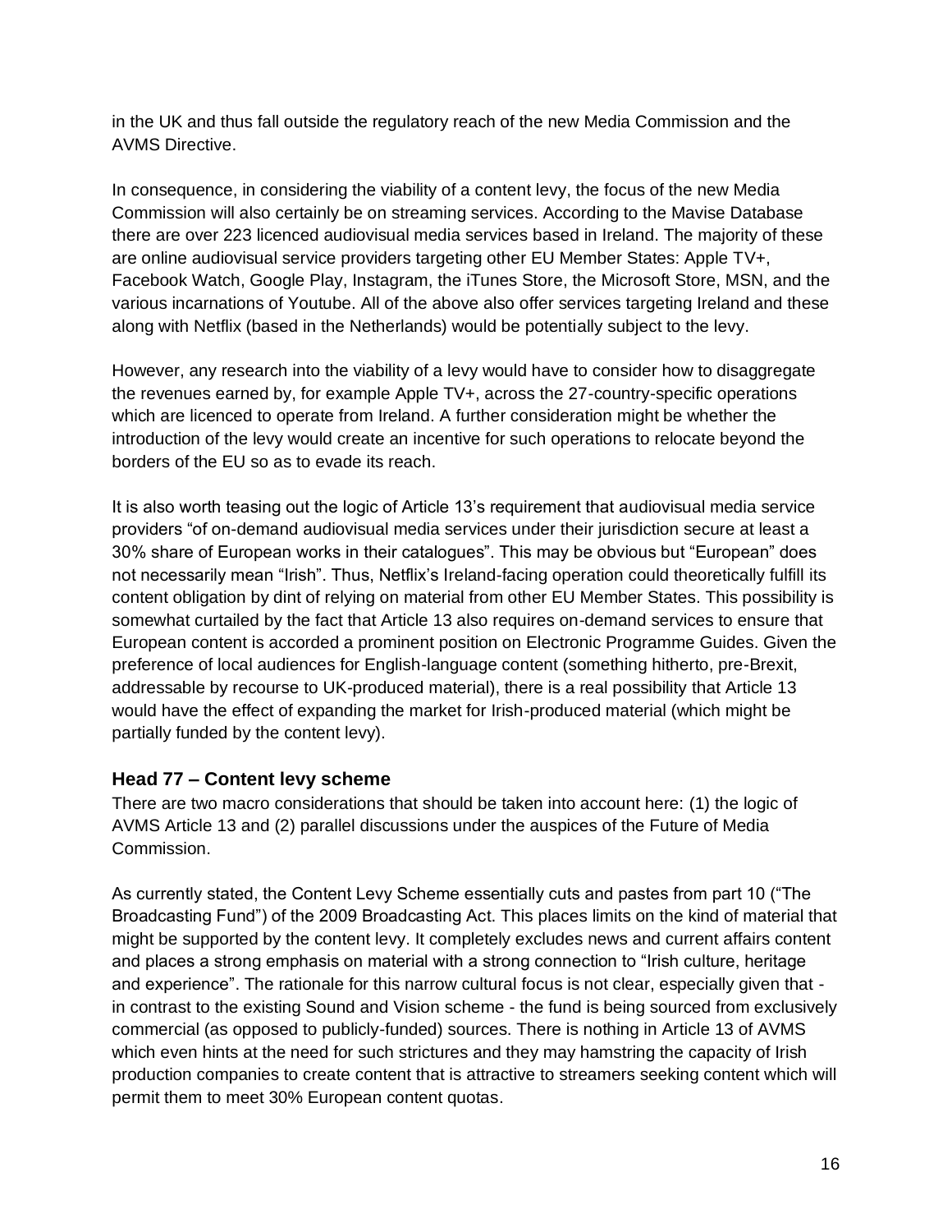in the UK and thus fall outside the regulatory reach of the new Media Commission and the AVMS Directive.

In consequence, in considering the viability of a content levy, the focus of the new Media Commission will also certainly be on streaming services. According to the Mavise Database there are over 223 licenced audiovisual media services based in Ireland. The majority of these are online audiovisual service providers targeting other EU Member States: Apple TV+, Facebook Watch, Google Play, Instagram, the iTunes Store, the Microsoft Store, MSN, and the various incarnations of Youtube. All of the above also offer services targeting Ireland and these along with Netflix (based in the Netherlands) would be potentially subject to the levy.

However, any research into the viability of a levy would have to consider how to disaggregate the revenues earned by, for example Apple TV+, across the 27-country-specific operations which are licenced to operate from Ireland. A further consideration might be whether the introduction of the levy would create an incentive for such operations to relocate beyond the borders of the EU so as to evade its reach.

It is also worth teasing out the logic of Article 13's requirement that audiovisual media service providers "of on-demand audiovisual media services under their jurisdiction secure at least a 30% share of European works in their catalogues". This may be obvious but "European" does not necessarily mean "Irish". Thus, Netflix's Ireland-facing operation could theoretically fulfill its content obligation by dint of relying on material from other EU Member States. This possibility is somewhat curtailed by the fact that Article 13 also requires on-demand services to ensure that European content is accorded a prominent position on Electronic Programme Guides. Given the preference of local audiences for English-language content (something hitherto, pre-Brexit, addressable by recourse to UK-produced material), there is a real possibility that Article 13 would have the effect of expanding the market for Irish-produced material (which might be partially funded by the content levy).

### Head 77 – Content levy scheme

There are two macro considerations that should be taken into account here: (1) the logic of AVMS Article 13 and (2) parallel discussions under the auspices of the Future of Media Commission.

As currently stated, the Content Levy Scheme essentially cuts and pastes from part 10 ("The Broadcasting Fund") of the 2009 Broadcasting Act. This places limits on the kind of material that might be supported by the content levy. It completely excludes news and current affairs content and places a strong emphasis on material with a strong connection to "Irish culture, heritage and experience". The rationale for this narrow cultural focus is not clear, especially given that - in contrast to the existing Sound and Vision scheme - the fund is being sourced from exclusively commercial (as opposed to publicly-funded) sources. There is nothing in Article 13 of AVMS which even hints at the need for such strictures and they may hamstring the capacity of Irish production companies to create content that is attractive to streamers seeking content which will permit them to meet 30% European content quotas.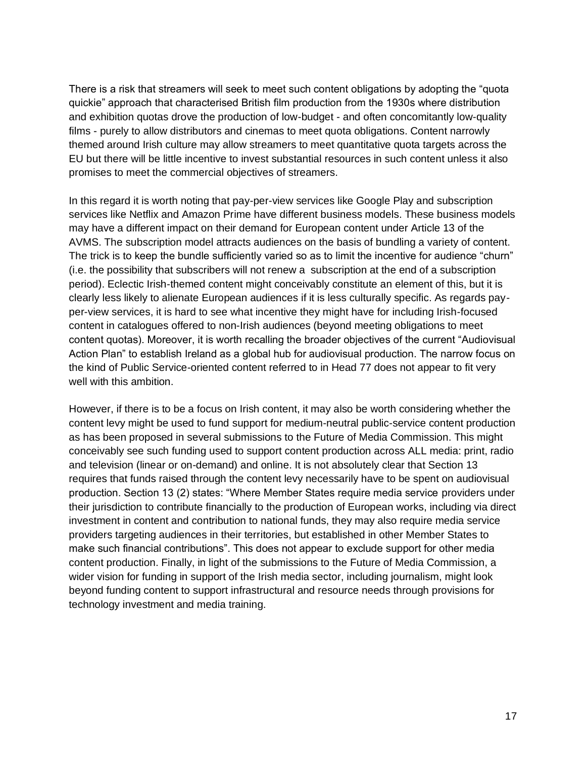There is a risk that streamers will seek to meet such content obligations by adopting the "quota quickie" approach that characterised British film production from the 1930s where distribution and exhibition quotas drove the production of low-budget - and often concomitantly low-quality films - purely to allow distributors and cinemas to meet quota obligations. Content narrowly themed around Irish culture may allow streamers to meet quantitative quota targets across the EU but there will be little incentive to invest substantial resources in such content unless it also promises to meet the commercial objectives of streamers.

In this regard it is worth noting that pay-per-view services like Google Play and subscription services like Netflix and Amazon Prime have different business models. These business models may have a different impact on their demand for European content under Article 13 of the AVMS. The subscription model attracts audiences on the basis of bundling a variety of content. The trick is to keep the bundle sufficiently varied so as to limit the incentive for audience "churn" (i.e. the possibility that subscribers will not renew a subscription at the end of a subscription period). Eclectic Irish-themed content might conceivably constitute an element of this, but it is clearly less likely to alienate European audiences if it is less culturally specific. As regards pay-per-view services, it is hard to see what incentive they might have for including Irish-focused content in catalogues offered to non-Irish audiences (beyond meeting obligations to meet content quotas). Moreover, it is worth recalling the broader objectives of the current "Audiovisual Action Plan" to establish Ireland as a global hub for audiovisual production. The narrow focus on the kind of Public Service-oriented content referred to in Head 77 does not appear to fit very well with this ambition.

However, if there is to be a focus on Irish content, it may also be worth considering whether the content levy might be used to fund support for medium-neutral public-service content production as has been proposed in several submissions to the Future of Media Commission. This might conceivably see such funding used to support content production across ALL media: print, radio and television (linear or on-demand) and online. It is not absolutely clear that Section 13 requires that funds raised through the content levy necessarily have to be spent on audiovisual production. Section 13 (2) states: "Where Member States require media service providers under their jurisdiction to contribute financially to the production of European works, including via direct investment in content and contribution to national funds, they may also require media service providers targeting audiences in their territories, but established in other Member States to make such financial contributions". This does not appear to exclude support for other media content production. Finally, in light of the submissions to the Future of Media Commission, a wider vision for funding in support of the Irish media sector, including journalism, might look beyond funding content to support infrastructural and resource needs through provisions for technology investment and media training.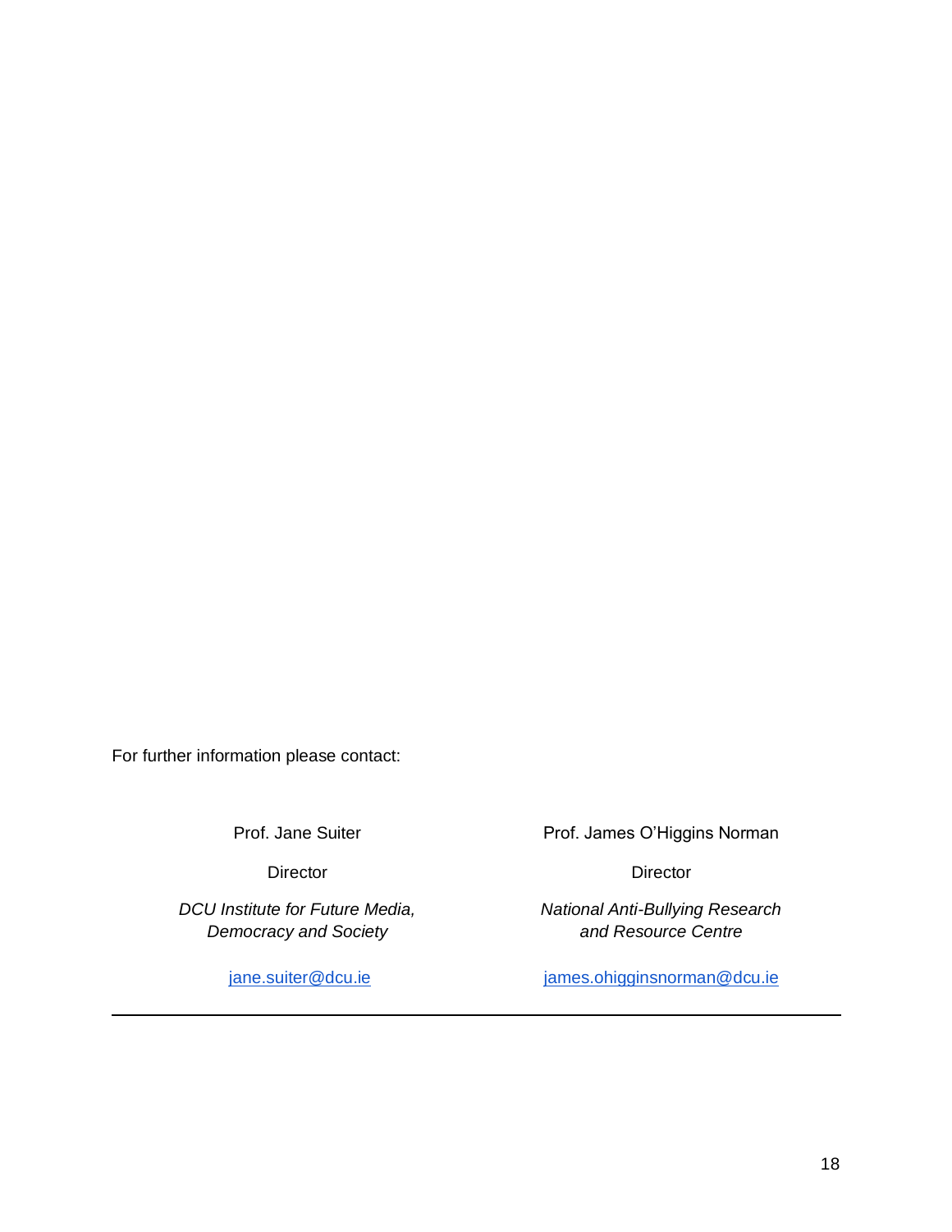For further information please contact:

Prof. Jane Suiter

Director

*DCU Institute for Future Media, Democracy and Society*

jane.suiter@dcu.ie

Prof. James O'Higgins Norman

Director

*National Anti-Bullying Research and Resource Centre*

james.ohigginsnorman@dcu.ie